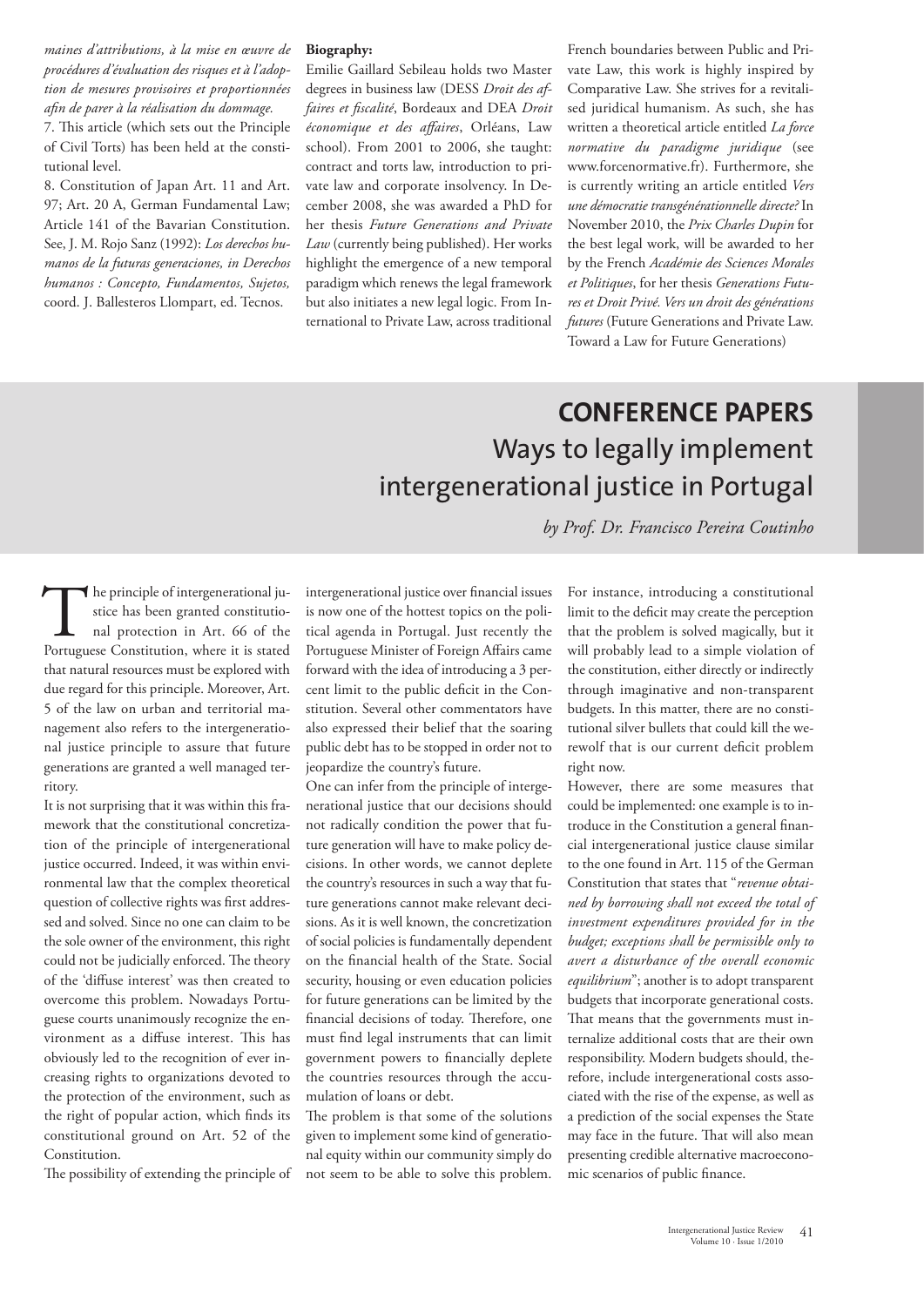*maines d'attributions, à la mise en œuvre de procédures d'évaluation des risques et à l'adoption de mesures provisoires et proportionnées afin de parer à la réalisation du dommage.*

7. This article (which sets out the Principle of Civil Torts) has been held at the constitutional level.

8. Constitution of Japan Art. 11 and Art. 97; Art. 20 A, German Fundamental Law; Article 141 of the Bavarian Constitution. See, J. M. Rojo Sanz (1992): *Los derechos humanos de la futuras generaciones, in Derechos humanos : Concepto, Fundamentos, Sujetos,* coord. J. Ballesteros Llompart, ed. Tecnos.

**Biography:**

Emilie Gaillard Sebileau holds two Master degrees in business law (DESS *Droit des affaires et fiscalité*, Bordeaux and DEA *Droit économique et des affaires*, Orléans, Law school). From 2001 to 2006, she taught: contract and torts law, introduction to private law and corporate insolvency. In December 2008, she was awarded a PhD for her thesis *Future Generations and Private Law* (currently being published). Her works highlight the emergence of a new temporal paradigm which renews the legal framework but also initiates a new legal logic. From International to Private Law, across traditional French boundaries between Public and Private Law, this work is highly inspired by Comparative Law. She strives for a revitalised juridical humanism. As such, she has written a theoretical article entitled *La force normative du paradigme juridique* (see www.forcenormative.fr). Furthermore, she is currently writing an article entitled *Vers une démocratie transgénérationnelle directe?* In November 2010, the *Prix Charles Dupin* for the best legal work, will be awarded to her by the French *Académie des Sciences Morales et Politiques*, for her thesis *Generations Futures et Droit Privé. Vers un droit des générations futures* (Future Generations and Private Law. Toward a Law for Future Generations)

# CONFERENCE PAPERS

## Ways to legally implement intergenerational justice in Portugal

*by Prof. Dr. Francisco Pereira Coutinho*

The principle of intergenerational justice has been granted constitutional protection in Art. 66 of the Portuguese Constitution, where it is stated that natural resources must be explored with due regard for this principle. Moreover, Art. 5 of the law on urban and territorial management also refers to the intergenerational justice principle to assure that future generations are granted a well managed territory.

It is not surprising that it was within this framework that the constitutional concretization of the principle of intergenerational justice occurred. Indeed, it was within environmental law that the complex theoretical question of collective rights was first addressed and solved. Since no one can claim to be the sole owner of the environment, this right could not be judicially enforced. The theory of the 'diffuse interest' was then created to overcome this problem. Nowadays Portuguese courts unanimously recognize the environment as a diffuse interest. This has obviously led to the recognition of ever increasing rights to organizations devoted to the protection of the environment, such as the right of popular action, which finds its constitutional ground on Art. 52 of the Constitution.

The possibility of extending the principle of intergenerational justice over financial issues is now one of the hottest topics on the political agenda in Portugal. Just recently the Portuguese Minister of Foreign Affairs came forward with the idea of introducing a 3 percent limit to the public deficit in the Constitution. Several other commentators have also expressed their belief that the soaring public debt has to be stopped in order not to jeopardize the country's future.

One can infer from the principle of intergenerational justice that our decisions should not radically condition the power that future generation will have to make policy decisions. In other words, we cannot deplete the country's resources in such a way that future generations cannot make relevant decisions. As it is well known, the concretization of social policies is fundamentally dependent on the financial health of the State. Social security, housing or even education policies for future generations can be limited by the financial decisions of today. Therefore, one must find legal instruments that can limit government powers to financially deplete the countries resources through the accumulation of loans or debt.

The problem is that some of the solutions given to implement some kind of generational equity within our community simply do not seem to be able to solve this problem. For instance, introducing a constitutional limit to the deficit may create the perception that the problem is solved magically, but it will probably lead to a simple violation of the constitution, either directly or indirectly through imaginative and non-transparent budgets. In this matter, there are no constitutional silver bullets that could kill the werewolf that is our current deficit problem right now.

However, there are some measures that could be implemented: one example is to introduce in the Constitution a general financial intergenerational justice clause similar to the one found in Art. 115 of the German Constitution that states that "*revenue obtained by borrowing shall not exceed the total of investment expenditures provided for in the budget; exceptions shall be permissible only to avert a disturbance of the overall economic equilibrium*"; another is to adopt transparent budgets that incorporate generational costs. That means that the governments must internalize additional costs that are their own responsibility. Modern budgets should, therefore, include intergenerational costs associated with the rise of the expense, as well as a prediction of the social expenses the State may face in the future. That will also mean presenting credible alternative macroeconomic scenarios of public finance.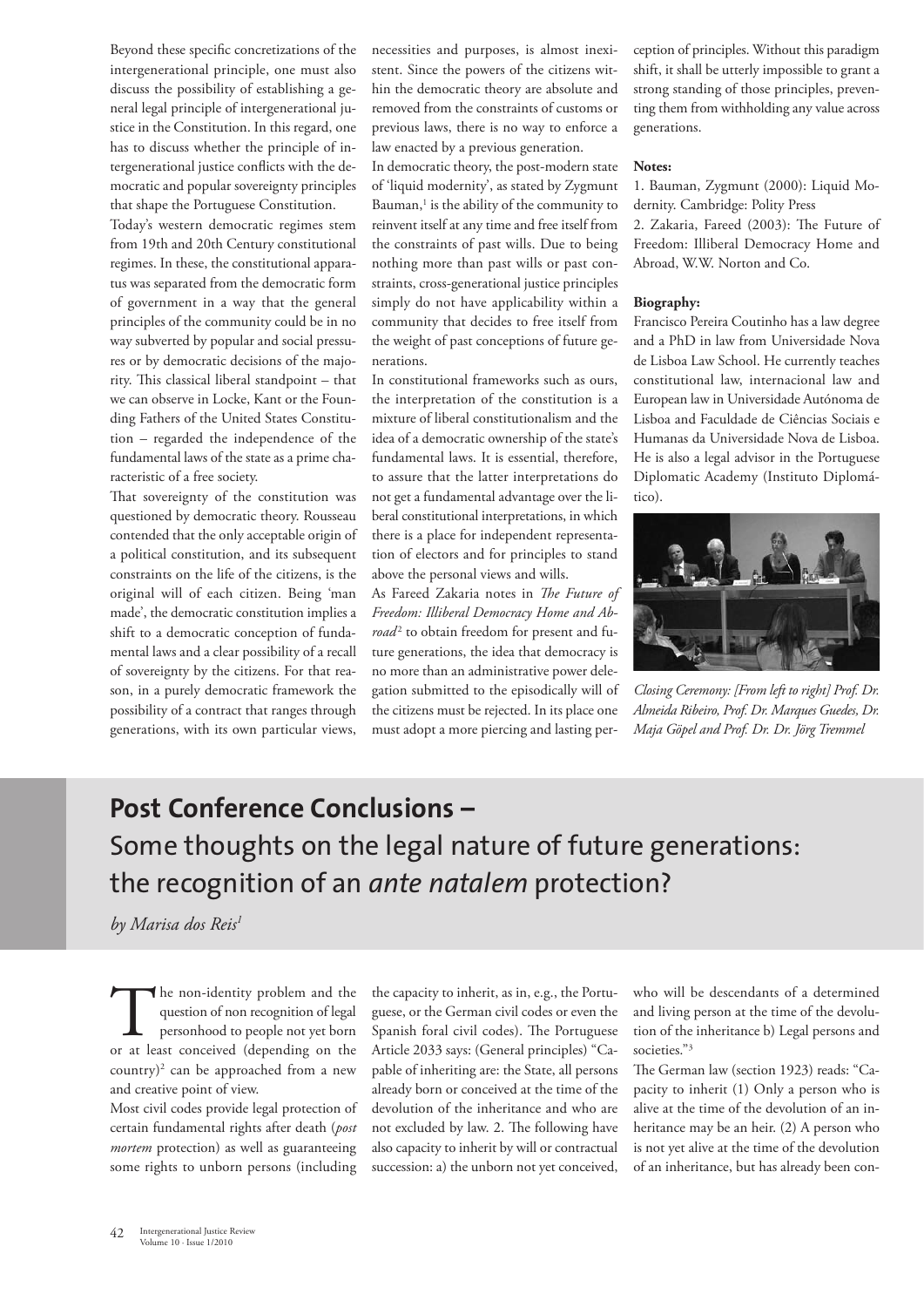Beyond these specific concretizations of the intergenerational principle, one must also discuss the possibility of establishing a general legal principle of intergenerational justice in the Constitution. In this regard, one has to discuss whether the principle of intergenerational justice conflicts with the democratic and popular sovereignty principles that shape the Portuguese Constitution.

Today's western democratic regimes stem from 19th and 20th Century constitutional regimes. In these, the constitutional apparatus was separated from the democratic form of government in a way that the general principles of the community could be in no way subverted by popular and social pressures or by democratic decisions of the majority. This classical liberal standpoint – that we can observe in Locke, Kant or the Founding Fathers of the United States Constitution – regarded the independence of the fundamental laws of the state as a prime characteristic of a free society.

That sovereignty of the constitution was questioned by democratic theory. Rousseau contended that the only acceptable origin of a political constitution, and its subsequent constraints on the life of the citizens, is the original will of each citizen. Being 'man made', the democratic constitution implies a shift to a democratic conception of fundamental laws and a clear possibility of a recall of sovereignty by the citizens. For that reason, in a purely democratic framework the possibility of a contract that ranges through generations, with its own particular views, necessities and purposes, is almost inexistent. Since the powers of the citizens within the democratic theory are absolute and removed from the constraints of customs or previous laws, there is no way to enforce a law enacted by a previous generation.

In democratic theory, the post-modern state of 'liquid modernity', as stated by Zygmunt Bauman,[1] is the ability of the community to reinvent itself at any time and free itself from the constraints of past wills. Due to being nothing more than past wills or past constraints, cross-generational justice principles simply do not have applicability within a community that decides to free itself from the weight of past conceptions of future generations.

In constitutional frameworks such as ours, the interpretation of the constitution is a mixture of liberal constitutionalism and the idea of a democratic ownership of the state's fundamental laws. It is essential, therefore, to assure that the latter interpretations do not get a fundamental advantage over the liberal constitutional interpretations, in which there is a place for independent representation of electors and for principles to stand above the personal views and wills.

As Fareed Zakaria notes in *The Future of Freedom: Illiberal Democracy Home and Abroad*[2] to obtain freedom for present and future generations, the idea that democracy is no more than an administrative power delegation submitted to the episodically will of the citizens must be rejected. In its place one must adopt a more piercing and lasting perception of principles. Without this paradigm shift, it shall be utterly impossible to grant a strong standing of those principles, preventing them from withholding any value across generations.

**Notes:**

1. Bauman, Zygmunt (2000): Liquid Modernity. Cambridge: Polity Press
2. Zakaria, Fareed (2003): The Future of Freedom: Illiberal Democracy Home and Abroad, W.W. Norton and Co.

**Biography:**

Francisco Pereira Coutinho has a law degree and a PhD in law from Universidade Nova de Lisboa Law School. He currently teaches constitutional law, internacional law and European law in Universidade Autónoma de Lisboa and Faculdade de Ciências Sociais e Humanas da Universidade Nova de Lisboa. He is also a legal advisor in the Portuguese Diplomatic Academy (Instituto Diplomático).

*Closing Ceremony: [From left to right] Prof. Dr. Almeida Ribeiro, Prof. Dr. Marques Guedes, Dr. Maja Göpel and Prof. Dr. Dr. Jörg Tremmel*

## **Post Conference Conclusions –** Some thoughts on the legal nature of future generations: the recognition of an *ante natalem* protection?

*by Marisa dos Reis[1]*

The non-identity problem and the question of non recognition of legal personhood to people not yet born or at least conceived (depending on the country)[2] can be approached from a new and creative point of view.

Most civil codes provide legal protection of certain fundamental rights after death (*post mortem* protection) as well as guaranteeing some rights to unborn persons (including the capacity to inherit, as in, e.g., the Portuguese, or the German civil codes or even the Spanish foral civil codes). The Portuguese Article 2033 says: (General principles) "Capable of inheriting are: the State, all persons already born or conceived at the time of the devolution of the inheritance and who are not excluded by law. 2. The following have also capacity to inherit by will or contractual succession: a) the unborn not yet conceived, who will be descendants of a determined and living person at the time of the devolution of the inheritance b) Legal persons and societies."[3]

The German law (section 1923) reads: "Capacity to inherit (1) Only a person who is alive at the time of the devolution of an inheritance may be an heir. (2) A person who is not yet alive at the time of the devolution of an inheritance, but has already been con-